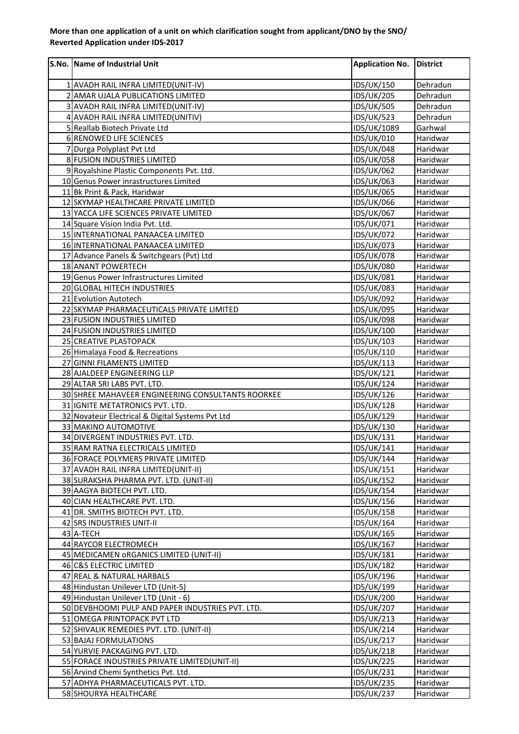**More than one application of a unit on which clarification sought from applicant/DNO by the SNO/ Reverted Application under IDS-2017**

| S.No. | Name of Industrial Unit | Application No. | District |
|---|---|---|---|
| 1 | AVADH RAIL INFRA LIMITED(UNIT-IV) | IDS/UK/150 | Dehradun |
| 2 | AMAR UJALA PUBLICATIONS LIMITED | IDS/UK/205 | Dehradun |
| 3 | AVADH RAIL INFRA LIMITED(UNIT-IV) | IDS/UK/505 | Dehradun |
| 4 | AVADH RAIL INFRA LIMITED(UNITIV) | IDS/UK/523 | Dehradun |
| 5 | Reallab Biotech Private Ltd | IDS/UK/1089 | Garhwal |
| 6 | RENOWED LIFE SCIENCES | IDS/UK/010 | Haridwar |
| 7 | Durga Polyplast Pvt Ltd | IDS/UK/048 | Haridwar |
| 8 | FUSION INDUSTRIES LIMITED | IDS/UK/058 | Haridwar |
| 9 | Royalshine Plastic Components Pvt. Ltd. | IDS/UK/062 | Haridwar |
| 10 | Genus Power inrastructures Limited | IDS/UK/063 | Haridwar |
| 11 | Bk Print & Pack, Haridwar | IDS/UK/065 | Haridwar |
| 12 | SKYMAP HEALTHCARE PRIVATE LIMITED | IDS/UK/066 | Haridwar |
| 13 | YACCA LIFE SCIENCES PRIVATE LIMITED | IDS/UK/067 | Haridwar |
| 14 | Square Vision India Pvt. Ltd. | IDS/UK/071 | Haridwar |
| 15 | INTERNATIONAL PANAACEA LIMITED | IDS/UK/072 | Haridwar |
| 16 | INTERNATIONAL PANAACEA LIMITED | IDS/UK/073 | Haridwar |
| 17 | Advance Panels & Switchgears (Pvt) Ltd | IDS/UK/078 | Haridwar |
| 18 | ANANT POWERTECH | IDS/UK/080 | Haridwar |
| 19 | Genus Power Infrastructures Limited | IDS/UK/081 | Haridwar |
| 20 | GLOBAL HITECH INDUSTRIES | IDS/UK/083 | Haridwar |
| 21 | Evolution Autotech | IDS/UK/092 | Haridwar |
| 22 | SKYMAP PHARMACEUTICALS PRIVATE LIMITED | IDS/UK/095 | Haridwar |
| 23 | FUSION INDUSTRIES LIMITED | IDS/UK/098 | Haridwar |
| 24 | FUSION INDUSTRIES LIMITED | IDS/UK/100 | Haridwar |
| 25 | CREATIVE PLASTOPACK | IDS/UK/103 | Haridwar |
| 26 | Himalaya Food & Recreations | IDS/UK/110 | Haridwar |
| 27 | GINNI FILAMENTS LIMITED | IDS/UK/113 | Haridwar |
| 28 | AJALDEEP ENGINEERING LLP | IDS/UK/121 | Haridwar |
| 29 | ALTAR SRI LABS PVT. LTD. | IDS/UK/124 | Haridwar |
| 30 | SHREE MAHAVEER ENGINEERING CONSULTANTS ROORKEE | IDS/UK/126 | Haridwar |
| 31 | IGNITE METATRONICS PVT. LTD. | IDS/UK/128 | Haridwar |
| 32 | Novateur Electrical & Digital Systems Pvt Ltd | IDS/UK/129 | Haridwar |
| 33 | MAKINO AUTOMOTIVE | IDS/UK/130 | Haridwar |
| 34 | DIVERGENT INDUSTRIES PVT. LTD. | IDS/UK/131 | Haridwar |
| 35 | RAM RATNA ELECTRICALS LIMITED | IDS/UK/141 | Haridwar |
| 36 | FORACE POLYMERS PRIVATE LIMITED | IDS/UK/144 | Haridwar |
| 37 | AVADH RAIL INFRA LIMITED(UNIT-II) | IDS/UK/151 | Haridwar |
| 38 | SURAKSHA PHARMA PVT. LTD. (UNIT-II) | IDS/UK/152 | Haridwar |
| 39 | AAGYA BIOTECH PVT. LTD. | IDS/UK/154 | Haridwar |
| 40 | CIAN HEALTHCARE PVT. LTD. | IDS/UK/156 | Haridwar |
| 41 | DR. SMITHS BIOTECH PVT. LTD. | IDS/UK/158 | Haridwar |
| 42 | SRS INDUSTRIES UNIT-II | IDS/UK/164 | Haridwar |
| 43 | A-TECH | IDS/UK/165 | Haridwar |
| 44 | RAYCOR ELECTROMECH | IDS/UK/167 | Haridwar |
| 45 | MEDICAMEN oRGANICS LIMITED (UNIT-II) | IDS/UK/181 | Haridwar |
| 46 | C&S ELECTRIC LIMITED | IDS/UK/182 | Haridwar |
| 47 | REAL & NATURAL HARBALS | IDS/UK/196 | Haridwar |
| 48 | Hindustan Unilever LTD (Unit-5) | IDS/UK/199 | Haridwar |
| 49 | Hindustan Unilever LTD (Unit - 6) | IDS/UK/200 | Haridwar |
| 50 | DEVBHOOMI PULP AND PAPER INDUSTRIES PVT. LTD. | IDS/UK/207 | Haridwar |
| 51 | OMEGA PRINTOPACK PVT LTD | IDS/UK/213 | Haridwar |
| 52 | SHIVALIK REMEDIES PVT. LTD. (UNIT-II) | IDS/UK/214 | Haridwar |
| 53 | BAJAJ FORMULATIONS | IDS/UK/217 | Haridwar |
| 54 | YURVIE PACKAGING PVT. LTD. | IDS/UK/218 | Haridwar |
| 55 | FORACE INDUSTRIES PRIVATE LIMITED(UNIT-II) | IDS/UK/225 | Haridwar |
| 56 | Arvind Chemi Synthetics Pvt. Ltd. | IDS/UK/231 | Haridwar |
| 57 | ADHYA PHARMACEUTICALS PVT. LTD. | IDS/UK/235 | Haridwar |
| 58 | SHOURYA HEALTHCARE | IDS/UK/237 | Haridwar |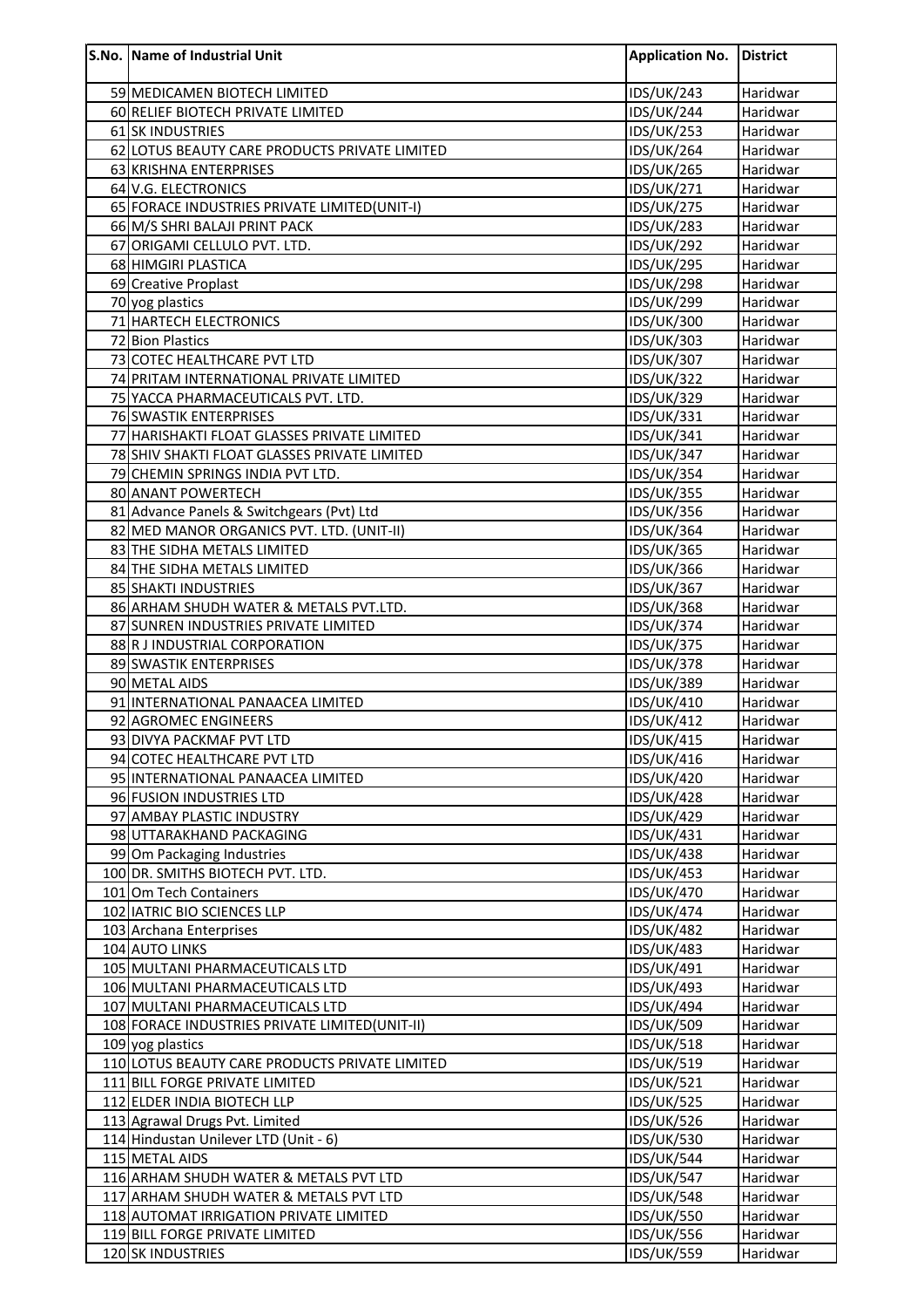| S.No. | Name of Industrial Unit | Application No. | District |
|---|---|---|---|
| 59 | MEDICAMEN BIOTECH LIMITED | IDS/UK/243 | Haridwar |
| 60 | RELIEF BIOTECH PRIVATE LIMITED | IDS/UK/244 | Haridwar |
| 61 | SK INDUSTRIES | IDS/UK/253 | Haridwar |
| 62 | LOTUS BEAUTY CARE PRODUCTS PRIVATE LIMITED | IDS/UK/264 | Haridwar |
| 63 | KRISHNA ENTERPRISES | IDS/UK/265 | Haridwar |
| 64 | V.G. ELECTRONICS | IDS/UK/271 | Haridwar |
| 65 | FORACE INDUSTRIES PRIVATE LIMITED(UNIT-I) | IDS/UK/275 | Haridwar |
| 66 | M/S SHRI BALAJI PRINT PACK | IDS/UK/283 | Haridwar |
| 67 | ORIGAMI CELLULO PVT. LTD. | IDS/UK/292 | Haridwar |
| 68 | HIMGIRI PLASTICA | IDS/UK/295 | Haridwar |
| 69 | Creative Proplast | IDS/UK/298 | Haridwar |
| 70 | yog plastics | IDS/UK/299 | Haridwar |
| 71 | HARTECH ELECTRONICS | IDS/UK/300 | Haridwar |
| 72 | Bion Plastics | IDS/UK/303 | Haridwar |
| 73 | COTEC HEALTHCARE PVT LTD | IDS/UK/307 | Haridwar |
| 74 | PRITAM INTERNATIONAL PRIVATE LIMITED | IDS/UK/322 | Haridwar |
| 75 | YACCA PHARMACEUTICALS PVT. LTD. | IDS/UK/329 | Haridwar |
| 76 | SWASTIK ENTERPRISES | IDS/UK/331 | Haridwar |
| 77 | HARISHAKTI FLOAT GLASSES PRIVATE LIMITED | IDS/UK/341 | Haridwar |
| 78 | SHIV SHAKTI FLOAT GLASSES PRIVATE LIMITED | IDS/UK/347 | Haridwar |
| 79 | CHEMIN SPRINGS INDIA PVT LTD. | IDS/UK/354 | Haridwar |
| 80 | ANANT POWERTECH | IDS/UK/355 | Haridwar |
| 81 | Advance Panels & Switchgears (Pvt) Ltd | IDS/UK/356 | Haridwar |
| 82 | MED MANOR ORGANICS PVT. LTD. (UNIT-II) | IDS/UK/364 | Haridwar |
| 83 | THE SIDHA METALS LIMITED | IDS/UK/365 | Haridwar |
| 84 | THE SIDHA METALS LIMITED | IDS/UK/366 | Haridwar |
| 85 | SHAKTI INDUSTRIES | IDS/UK/367 | Haridwar |
| 86 | ARHAM SHUDH WATER & METALS PVT.LTD. | IDS/UK/368 | Haridwar |
| 87 | SUNREN INDUSTRIES PRIVATE LIMITED | IDS/UK/374 | Haridwar |
| 88 | R J INDUSTRIAL CORPORATION | IDS/UK/375 | Haridwar |
| 89 | SWASTIK ENTERPRISES | IDS/UK/378 | Haridwar |
| 90 | METAL AIDS | IDS/UK/389 | Haridwar |
| 91 | INTERNATIONAL PANAACEA LIMITED | IDS/UK/410 | Haridwar |
| 92 | AGROMEC ENGINEERS | IDS/UK/412 | Haridwar |
| 93 | DIVYA PACKMAF PVT LTD | IDS/UK/415 | Haridwar |
| 94 | COTEC HEALTHCARE PVT LTD | IDS/UK/416 | Haridwar |
| 95 | INTERNATIONAL PANAACEA LIMITED | IDS/UK/420 | Haridwar |
| 96 | FUSION INDUSTRIES LTD | IDS/UK/428 | Haridwar |
| 97 | AMBAY PLASTIC INDUSTRY | IDS/UK/429 | Haridwar |
| 98 | UTTARAKHAND PACKAGING | IDS/UK/431 | Haridwar |
| 99 | Om Packaging Industries | IDS/UK/438 | Haridwar |
| 100 | DR. SMITHS BIOTECH PVT. LTD. | IDS/UK/453 | Haridwar |
| 101 | Om Tech Containers | IDS/UK/470 | Haridwar |
| 102 | IATRIC BIO SCIENCES LLP | IDS/UK/474 | Haridwar |
| 103 | Archana Enterprises | IDS/UK/482 | Haridwar |
| 104 | AUTO LINKS | IDS/UK/483 | Haridwar |
| 105 | MULTANI PHARMACEUTICALS LTD | IDS/UK/491 | Haridwar |
| 106 | MULTANI PHARMACEUTICALS LTD | IDS/UK/493 | Haridwar |
| 107 | MULTANI PHARMACEUTICALS LTD | IDS/UK/494 | Haridwar |
| 108 | FORACE INDUSTRIES PRIVATE LIMITED(UNIT-II) | IDS/UK/509 | Haridwar |
| 109 | yog plastics | IDS/UK/518 | Haridwar |
| 110 | LOTUS BEAUTY CARE PRODUCTS PRIVATE LIMITED | IDS/UK/519 | Haridwar |
| 111 | BILL FORGE PRIVATE LIMITED | IDS/UK/521 | Haridwar |
| 112 | ELDER INDIA BIOTECH LLP | IDS/UK/525 | Haridwar |
| 113 | Agrawal Drugs Pvt. Limited | IDS/UK/526 | Haridwar |
| 114 | Hindustan Unilever LTD (Unit - 6) | IDS/UK/530 | Haridwar |
| 115 | METAL AIDS | IDS/UK/544 | Haridwar |
| 116 | ARHAM SHUDH WATER & METALS PVT LTD | IDS/UK/547 | Haridwar |
| 117 | ARHAM SHUDH WATER & METALS PVT LTD | IDS/UK/548 | Haridwar |
| 118 | AUTOMAT IRRIGATION PRIVATE LIMITED | IDS/UK/550 | Haridwar |
| 119 | BILL FORGE PRIVATE LIMITED | IDS/UK/556 | Haridwar |
| 120 | SK INDUSTRIES | IDS/UK/559 | Haridwar |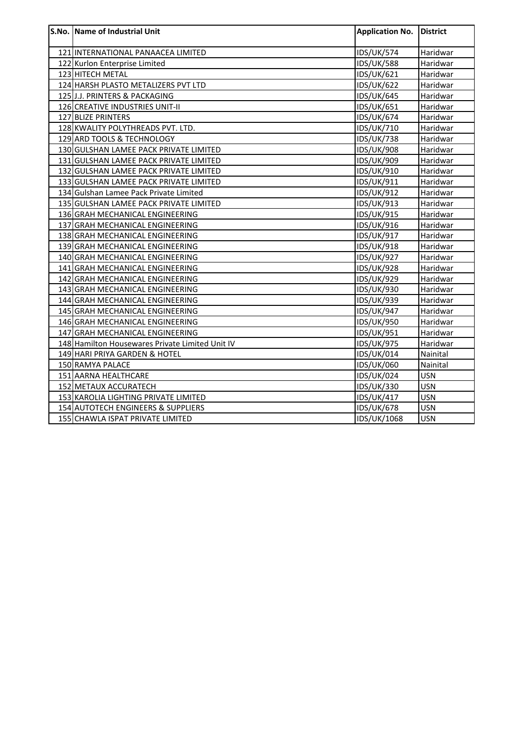| S.No. | Name of Industrial Unit | Application No. | District |
|---|---|---|---|
| 121 | INTERNATIONAL PANAACEA LIMITED | IDS/UK/574 | Haridwar |
| 122 | Kurlon Enterprise Limited | IDS/UK/588 | Haridwar |
| 123 | HITECH METAL | IDS/UK/621 | Haridwar |
| 124 | HARSH PLASTO METALIZERS PVT LTD | IDS/UK/622 | Haridwar |
| 125 | J.J. PRINTERS & PACKAGING | IDS/UK/645 | Haridwar |
| 126 | CREATIVE INDUSTRIES UNIT-II | IDS/UK/651 | Haridwar |
| 127 | BLIZE PRINTERS | IDS/UK/674 | Haridwar |
| 128 | KWALITY POLYTHREADS PVT. LTD. | IDS/UK/710 | Haridwar |
| 129 | ARD TOOLS & TECHNOLOGY | IDS/UK/738 | Haridwar |
| 130 | GULSHAN LAMEE PACK PRIVATE LIMITED | IDS/UK/908 | Haridwar |
| 131 | GULSHAN LAMEE PACK PRIVATE LIMITED | IDS/UK/909 | Haridwar |
| 132 | GULSHAN LAMEE PACK PRIVATE LIMITED | IDS/UK/910 | Haridwar |
| 133 | GULSHAN LAMEE PACK PRIVATE LIMITED | IDS/UK/911 | Haridwar |
| 134 | Gulshan Lamee Pack Private Limited | IDS/UK/912 | Haridwar |
| 135 | GULSHAN LAMEE PACK PRIVATE LIMITED | IDS/UK/913 | Haridwar |
| 136 | GRAH MECHANICAL ENGINEERING | IDS/UK/915 | Haridwar |
| 137 | GRAH MECHANICAL ENGINEERING | IDS/UK/916 | Haridwar |
| 138 | GRAH MECHANICAL ENGINEERING | IDS/UK/917 | Haridwar |
| 139 | GRAH MECHANICAL ENGINEERING | IDS/UK/918 | Haridwar |
| 140 | GRAH MECHANICAL ENGINEERING | IDS/UK/927 | Haridwar |
| 141 | GRAH MECHANICAL ENGINEERING | IDS/UK/928 | Haridwar |
| 142 | GRAH MECHANICAL ENGINEERING | IDS/UK/929 | Haridwar |
| 143 | GRAH MECHANICAL ENGINEERING | IDS/UK/930 | Haridwar |
| 144 | GRAH MECHANICAL ENGINEERING | IDS/UK/939 | Haridwar |
| 145 | GRAH MECHANICAL ENGINEERING | IDS/UK/947 | Haridwar |
| 146 | GRAH MECHANICAL ENGINEERING | IDS/UK/950 | Haridwar |
| 147 | GRAH MECHANICAL ENGINEERING | IDS/UK/951 | Haridwar |
| 148 | Hamilton Housewares Private Limited Unit IV | IDS/UK/975 | Haridwar |
| 149 | HARI PRIYA GARDEN & HOTEL | IDS/UK/014 | Nainital |
| 150 | RAMYA PALACE | IDS/UK/060 | Nainital |
| 151 | AARNA HEALTHCARE | IDS/UK/024 | USN |
| 152 | METAUX ACCURATECH | IDS/UK/330 | USN |
| 153 | KAROLIA LIGHTING PRIVATE LIMITED | IDS/UK/417 | USN |
| 154 | AUTOTECH ENGINEERS & SUPPLIERS | IDS/UK/678 | USN |
| 155 | CHAWLA ISPAT PRIVATE LIMITED | IDS/UK/1068 | USN |